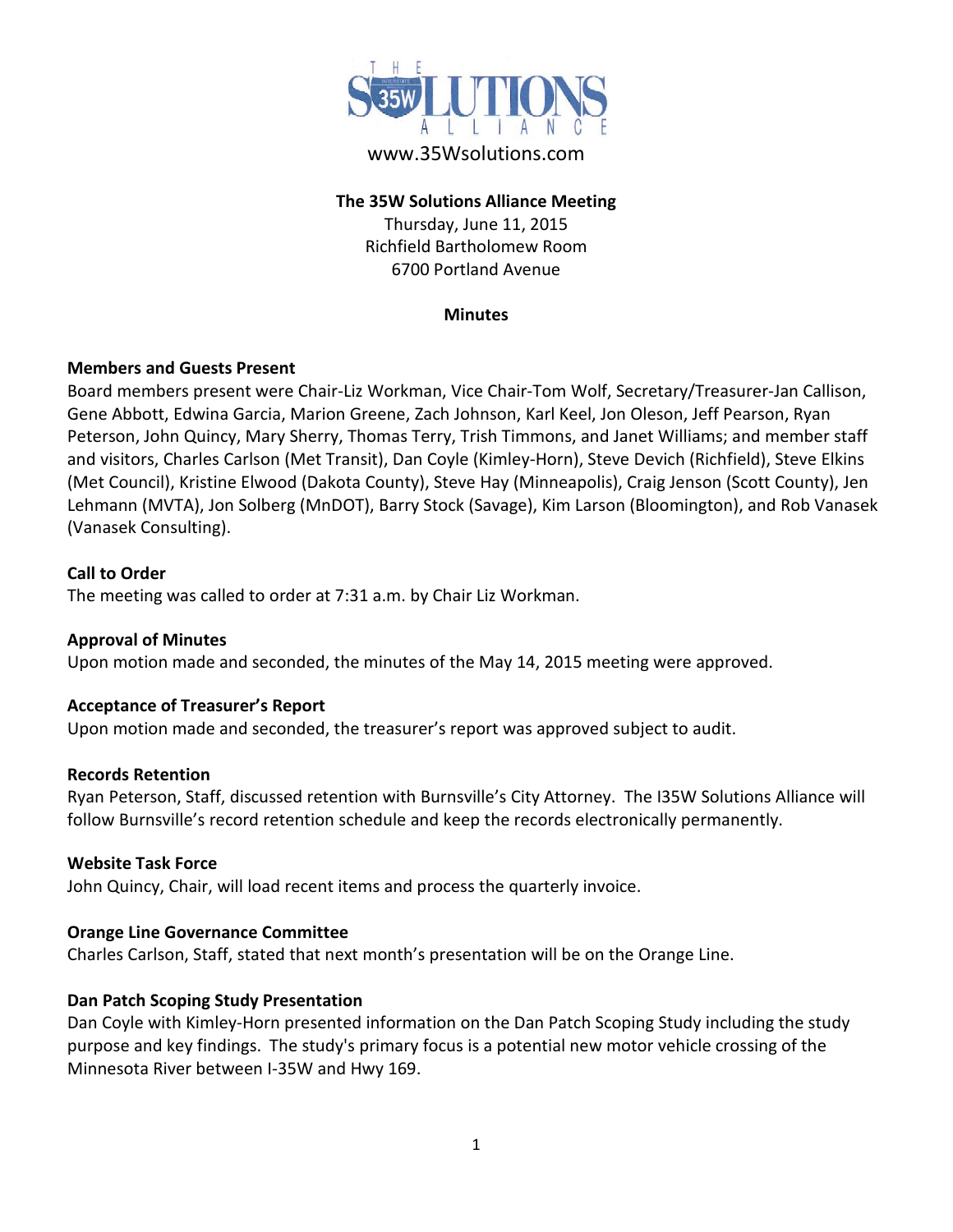www.35Wsolutions.com

**The 35W Solutions Alliance Meeting**
Thursday, June 11, 2015
Richfield Bartholomew Room
6700 Portland Avenue

**Minutes**

**Members and Guests Present**

Board members present were Chair-Liz Workman, Vice Chair-Tom Wolf, Secretary/Treasurer-Jan Callison, Gene Abbott, Edwina Garcia, Marion Greene, Zach Johnson, Karl Keel, Jon Oleson, Jeff Pearson, Ryan Peterson, John Quincy, Mary Sherry, Thomas Terry, Trish Timmons, and Janet Williams; and member staff and visitors, Charles Carlson (Met Transit), Dan Coyle (Kimley-Horn), Steve Devich (Richfield), Steve Elkins (Met Council), Kristine Elwood (Dakota County), Steve Hay (Minneapolis), Craig Jenson (Scott County), Jen Lehmann (MVTA), Jon Solberg (MnDOT), Barry Stock (Savage), Kim Larson (Bloomington), and Rob Vanasek (Vanasek Consulting).

**Call to Order**

The meeting was called to order at 7:31 a.m. by Chair Liz Workman.

**Approval of Minutes**

Upon motion made and seconded, the minutes of the May 14, 2015 meeting were approved.

**Acceptance of Treasurer's Report**

Upon motion made and seconded, the treasurer's report was approved subject to audit.

**Records Retention**

Ryan Peterson, Staff, discussed retention with Burnsville's City Attorney. The I35W Solutions Alliance will follow Burnsville's record retention schedule and keep the records electronically permanently.

**Website Task Force**

John Quincy, Chair, will load recent items and process the quarterly invoice.

**Orange Line Governance Committee**

Charles Carlson, Staff, stated that next month's presentation will be on the Orange Line.

**Dan Patch Scoping Study Presentation**

Dan Coyle with Kimley-Horn presented information on the Dan Patch Scoping Study including the study purpose and key findings. The study's primary focus is a potential new motor vehicle crossing of the Minnesota River between I-35W and Hwy 169.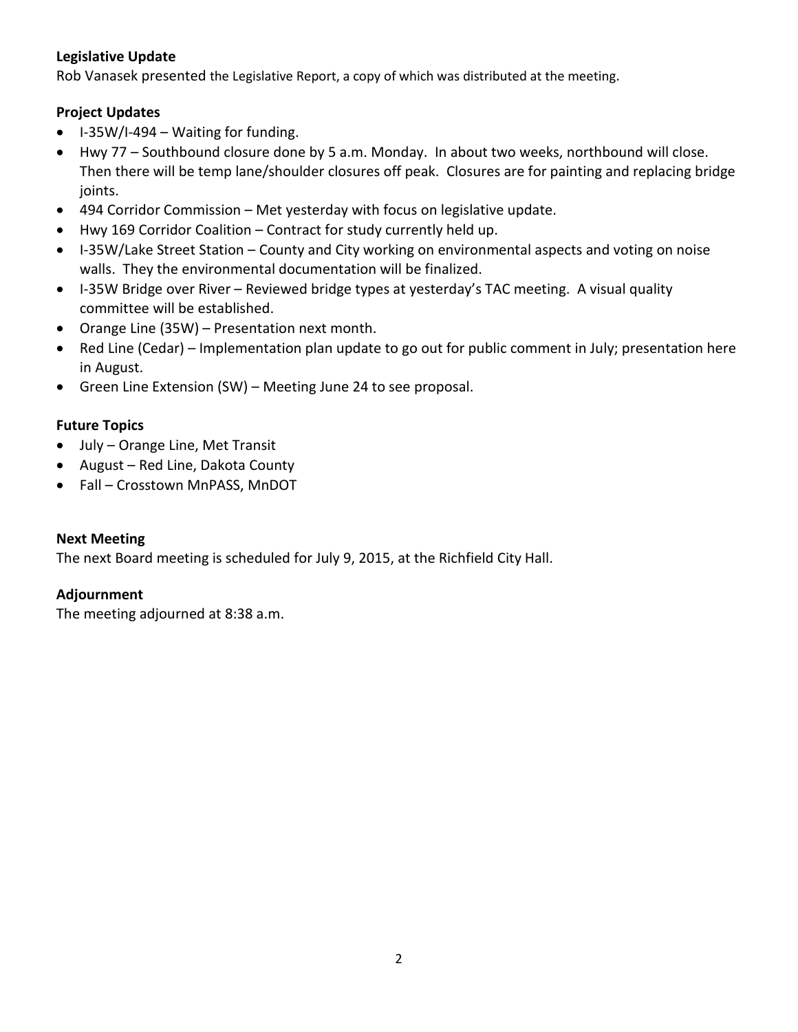**Legislative Update**

Rob Vanasek presented the Legislative Report, a copy of which was distributed at the meeting.

**Project Updates**

- I-35W/I-494 – Waiting for funding.
- Hwy 77 – Southbound closure done by 5 a.m. Monday. In about two weeks, northbound will close. Then there will be temp lane/shoulder closures off peak. Closures are for painting and replacing bridge joints.
- 494 Corridor Commission – Met yesterday with focus on legislative update.
- Hwy 169 Corridor Coalition – Contract for study currently held up.
- I-35W/Lake Street Station – County and City working on environmental aspects and voting on noise walls. They the environmental documentation will be finalized.
- I-35W Bridge over River – Reviewed bridge types at yesterday's TAC meeting. A visual quality committee will be established.
- Orange Line (35W) – Presentation next month.
- Red Line (Cedar) – Implementation plan update to go out for public comment in July; presentation here in August.
- Green Line Extension (SW) – Meeting June 24 to see proposal.

**Future Topics**

- July – Orange Line, Met Transit
- August – Red Line, Dakota County
- Fall – Crosstown MnPASS, MnDOT

**Next Meeting**

The next Board meeting is scheduled for July 9, 2015, at the Richfield City Hall.

**Adjournment**

The meeting adjourned at 8:38 a.m.